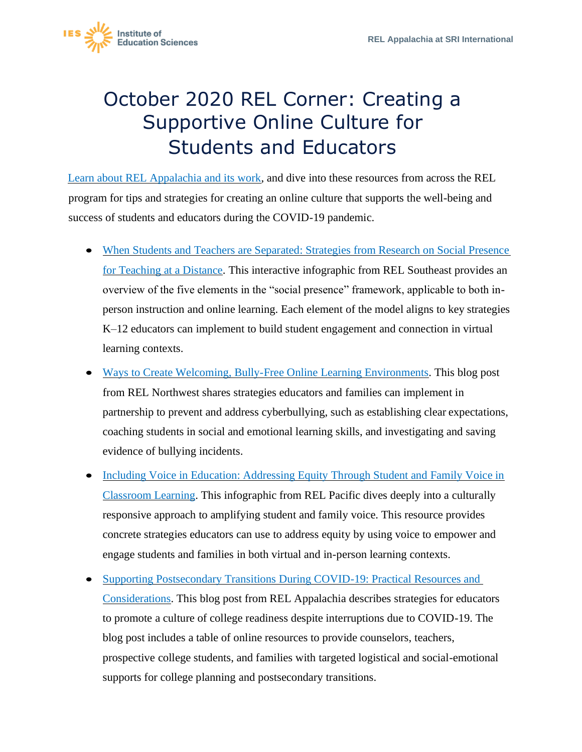# October 2020 REL Corner: Creating a Supportive Online Culture for Students and Educators

Learn about REL Appalachia and its work, and dive into these resources from across the REL program for tips and strategies for creating an online culture that supports the well-being and success of students and educators during the COVID-19 pandemic.

- When Students and Teachers are Separated: Strategies from Research on Social Presence for Teaching at a Distance. This interactive infographic from REL Southeast provides an overview of the five elements in the "social presence" framework, applicable to both in-person instruction and online learning. Each element of the model aligns to key strategies K–12 educators can implement to build student engagement and connection in virtual learning contexts.
- Ways to Create Welcoming, Bully-Free Online Learning Environments. This blog post from REL Northwest shares strategies educators and families can implement in partnership to prevent and address cyberbullying, such as establishing clear expectations, coaching students in social and emotional learning skills, and investigating and saving evidence of bullying incidents.
- Including Voice in Education: Addressing Equity Through Student and Family Voice in Classroom Learning. This infographic from REL Pacific dives deeply into a culturally responsive approach to amplifying student and family voice. This resource provides concrete strategies educators can use to address equity by using voice to empower and engage students and families in both virtual and in-person learning contexts.
- Supporting Postsecondary Transitions During COVID-19: Practical Resources and Considerations. This blog post from REL Appalachia describes strategies for educators to promote a culture of college readiness despite interruptions due to COVID-19. The blog post includes a table of online resources to provide counselors, teachers, prospective college students, and families with targeted logistical and social-emotional supports for college planning and postsecondary transitions.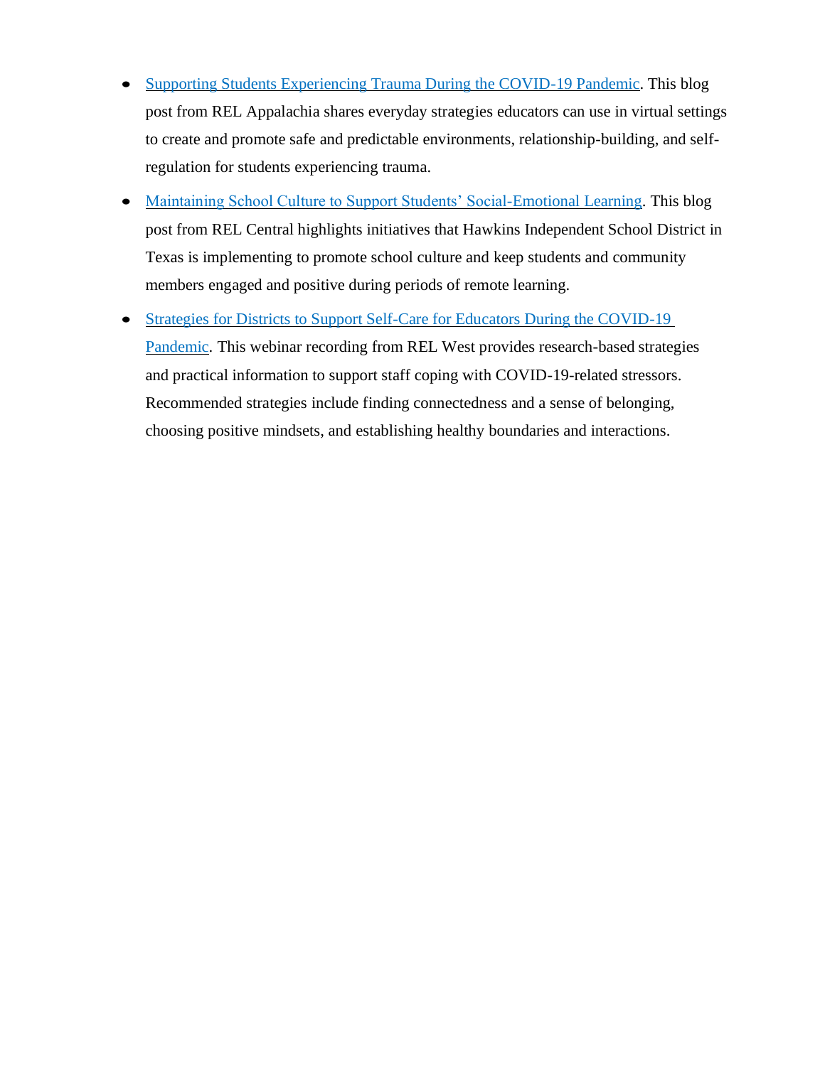- Supporting Students Experiencing Trauma During the COVID-19 Pandemic. This blog post from REL Appalachia shares everyday strategies educators can use in virtual settings to create and promote safe and predictable environments, relationship-building, and self-regulation for students experiencing trauma.
- Maintaining School Culture to Support Students' Social-Emotional Learning. This blog post from REL Central highlights initiatives that Hawkins Independent School District in Texas is implementing to promote school culture and keep students and community members engaged and positive during periods of remote learning.
- Strategies for Districts to Support Self-Care for Educators During the COVID-19 Pandemic. This webinar recording from REL West provides research-based strategies and practical information to support staff coping with COVID-19-related stressors. Recommended strategies include finding connectedness and a sense of belonging, choosing positive mindsets, and establishing healthy boundaries and interactions.